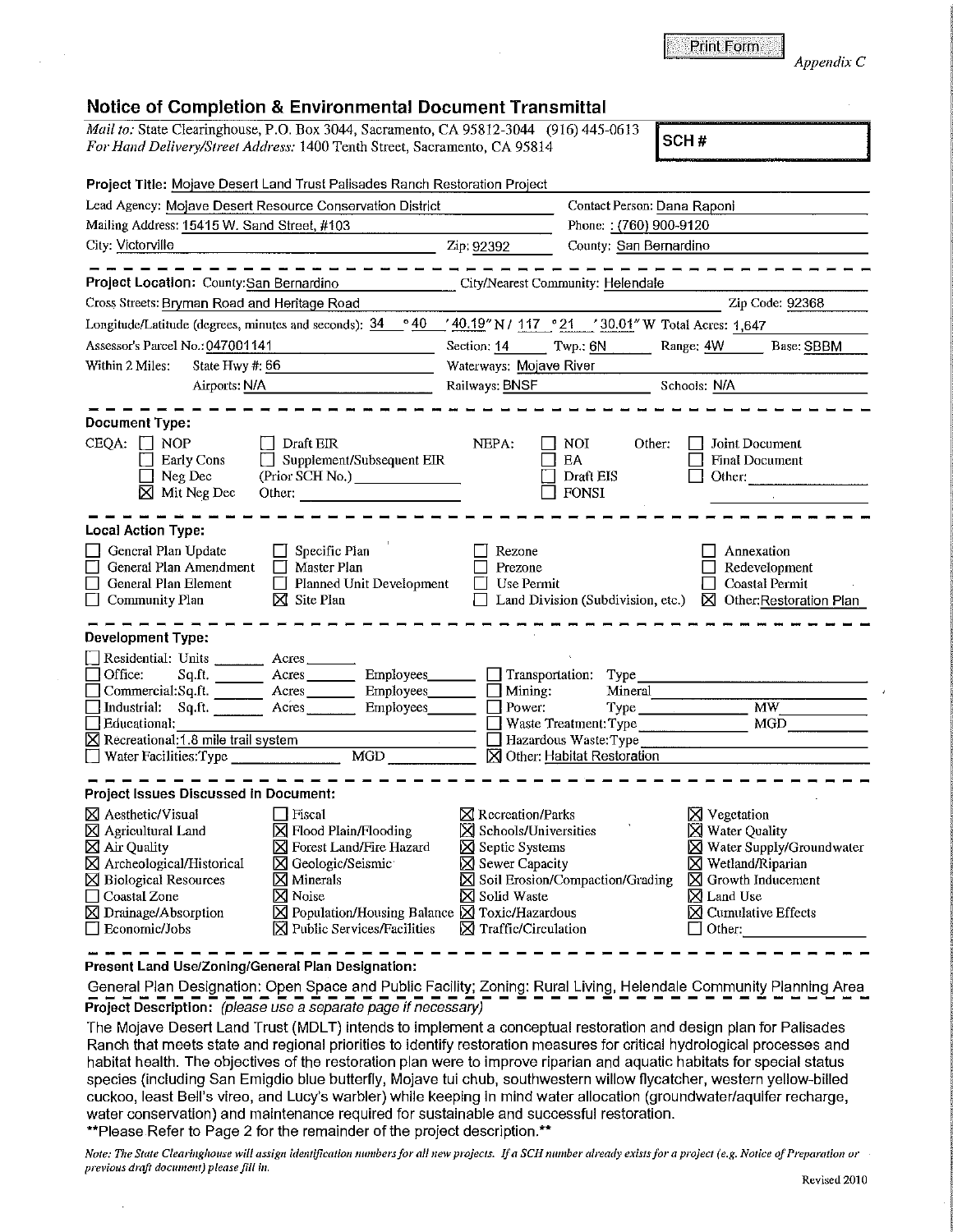Print Form

*Appendix C*

## Notice of Completion & Environmental Document Transmittal

*Mail to:* State Clearinghouse, P.O. Box 3044, Sacramento, CA 95812-3044 (916) 445-0613
*For Hand Delivery/Street Address:* 1400 Tenth Street, Sacramento, CA 95814

**SCH #**

**Project Title:** Mojave Desert Land Trust Palisades Ranch Restoration Project

Lead Agency: Mojave Desert Resource Conservation District — Contact Person: Dana Raponi
Mailing Address: 15415 W. Sand Street, #103 — Phone: (760) 900-9120
City: Victorville — Zip: 92392 — County: San Bernardino

**Project Location:** County: San Bernardino — City/Nearest Community: Helendale
Cross Streets: Bryman Road and Heritage Road — Zip Code: 92368
Longitude/Latitude (degrees, minutes and seconds): 34 ° 40 ' 40.19" N / 117 ° 21 ' 30.01" W — Total Acres: 1,647
Assessor's Parcel No.: 047001141 — Section: 14 — Twp.: 6N — Range: 4W — Base: SBBM
Within 2 Miles: State Hwy #: 66 — Waterways: Mojave River
Airports: N/A — Railways: BNSF — Schools: N/A

**Document Type:**

CEQA: ☐ NOP ☐ Early Cons ☐ Neg Dec ☒ Mit Neg Dec ☐ Draft EIR ☐ Supplement/Subsequent EIR (Prior SCH No.) ____ Other: ____

NEPA: ☐ NOI ☐ EA ☐ Draft EIS ☐ FONSI

Other: ☐ Joint Document ☐ Final Document ☐ Other: ____

**Local Action Type:**

☐ General Plan Update ☐ General Plan Amendment ☐ General Plan Element ☐ Community Plan ☐ Specific Plan ☐ Master Plan ☐ Planned Unit Development ☒ Site Plan ☐ Rezone ☐ Prezone ☐ Use Permit ☐ Land Division (Subdivision, etc.) ☐ Annexation ☐ Redevelopment ☐ Coastal Permit ☒ Other: Restoration Plan

**Development Type:**

☐ Residential: Units ____ Acres ____
☐ Office: Sq.ft. ____ Acres ____ Employees ____
☐ Commercial: Sq.ft. ____ Acres ____ Employees ____
☐ Industrial: Sq.ft. ____ Acres ____ Employees ____
☐ Educational: ____
☒ Recreational: 1.8 mile trail system
☐ Water Facilities: Type ____ MGD ____
☐ Transportation: Type ____
☐ Mining: Mineral ____
☐ Power: Type ____ MW ____
☐ Waste Treatment: Type ____ MGD ____
☐ Hazardous Waste: Type ____
☒ Other: Habitat Restoration

**Project Issues Discussed in Document:**

☒ Aesthetic/Visual ☒ Agricultural Land ☒ Air Quality ☒ Archeological/Historical ☒ Biological Resources ☐ Coastal Zone ☒ Drainage/Absorption ☐ Economic/Jobs ☐ Fiscal ☒ Flood Plain/Flooding ☒ Forest Land/Fire Hazard ☒ Geologic/Seismic ☒ Minerals ☒ Noise ☒ Population/Housing Balance ☒ Public Services/Facilities ☒ Recreation/Parks ☒ Schools/Universities ☒ Septic Systems ☒ Sewer Capacity ☒ Soil Erosion/Compaction/Grading ☒ Solid Waste ☒ Toxic/Hazardous ☒ Traffic/Circulation ☒ Vegetation ☒ Water Quality ☒ Water Supply/Groundwater ☒ Wetland/Riparian ☒ Growth Inducement ☒ Land Use ☒ Cumulative Effects ☐ Other: ____

**Present Land Use/Zoning/General Plan Designation:**

General Plan Designation: Open Space and Public Facility; Zoning: Rural Living, Helendale Community Planning Area

**Project Description:** *(please use a separate page if necessary)*

The Mojave Desert Land Trust (MDLT) intends to implement a conceptual restoration and design plan for Palisades Ranch that meets state and regional priorities to identify restoration measures for critical hydrological processes and habitat health. The objectives of the restoration plan were to improve riparian and aquatic habitats for special status species (including San Emigdio blue butterfly, Mojave tui chub, southwestern willow flycatcher, western yellow-billed cuckoo, least Bell's vireo, and Lucy's warbler) while keeping in mind water allocation (groundwater/aquifer recharge, water conservation) and maintenance required for sustainable and successful restoration.
**Please Refer to Page 2 for the remainder of the project description.**

*Note: The State Clearinghouse will assign identification numbers for all new projects. If a SCH number already exists for a project (e.g. Notice of Preparation or previous draft document) please fill in.*

Revised 2010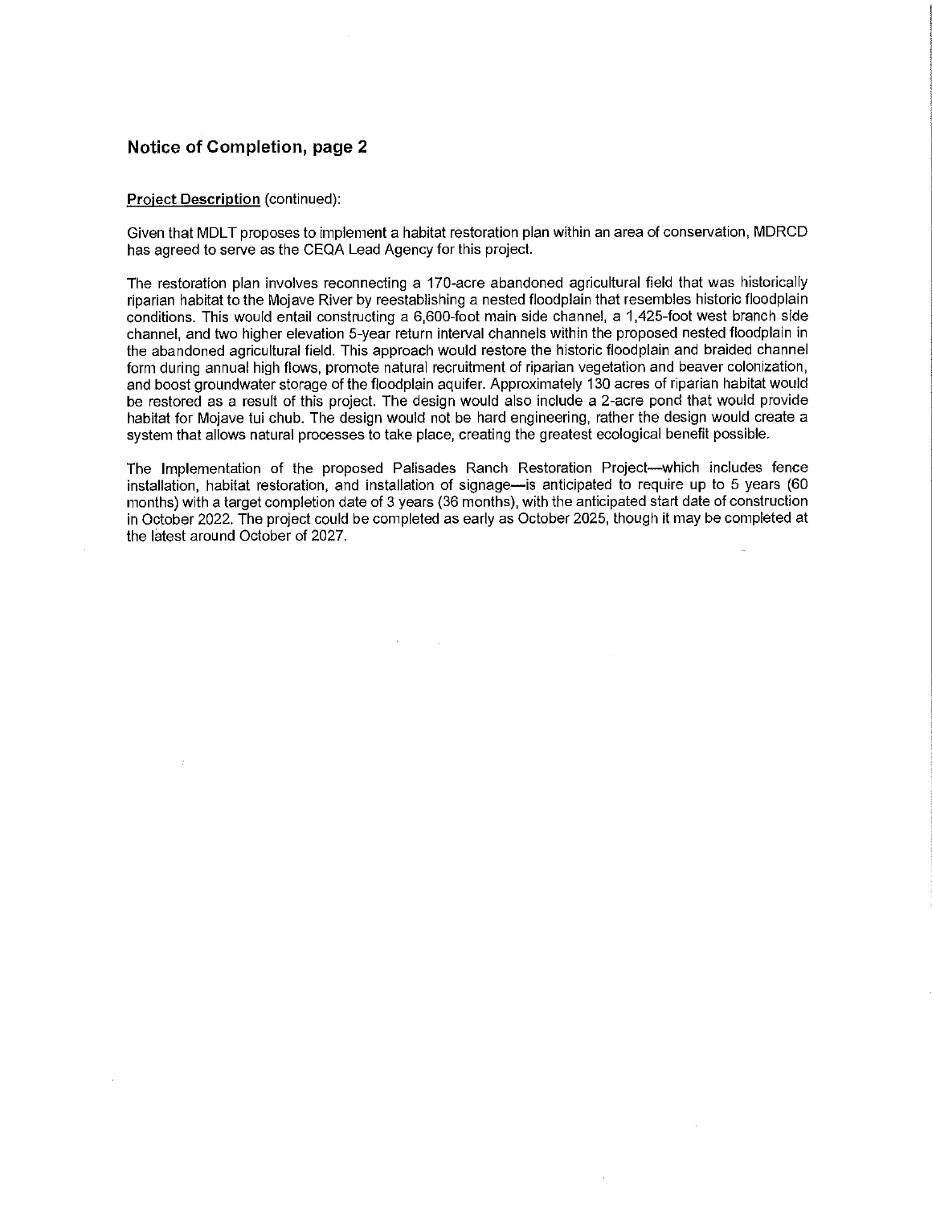## Notice of Completion, page 2

**Project Description** (continued):

Given that MDLT proposes to implement a habitat restoration plan within an area of conservation, MDRCD has agreed to serve as the CEQA Lead Agency for this project.

The restoration plan involves reconnecting a 170-acre abandoned agricultural field that was historically riparian habitat to the Mojave River by reestablishing a nested floodplain that resembles historic floodplain conditions. This would entail constructing a 6,600-foot main side channel, a 1,425-foot west branch side channel, and two higher elevation 5-year return interval channels within the proposed nested floodplain in the abandoned agricultural field. This approach would restore the historic floodplain and braided channel form during annual high flows, promote natural recruitment of riparian vegetation and beaver colonization, and boost groundwater storage of the floodplain aquifer. Approximately 130 acres of riparian habitat would be restored as a result of this project. The design would also include a 2-acre pond that would provide habitat for Mojave tui chub. The design would not be hard engineering, rather the design would create a system that allows natural processes to take place, creating the greatest ecological benefit possible.

The Implementation of the proposed Palisades Ranch Restoration Project—which includes fence installation, habitat restoration, and installation of signage—is anticipated to require up to 5 years (60 months) with a target completion date of 3 years (36 months), with the anticipated start date of construction in October 2022. The project could be completed as early as October 2025, though it may be completed at the latest around October of 2027.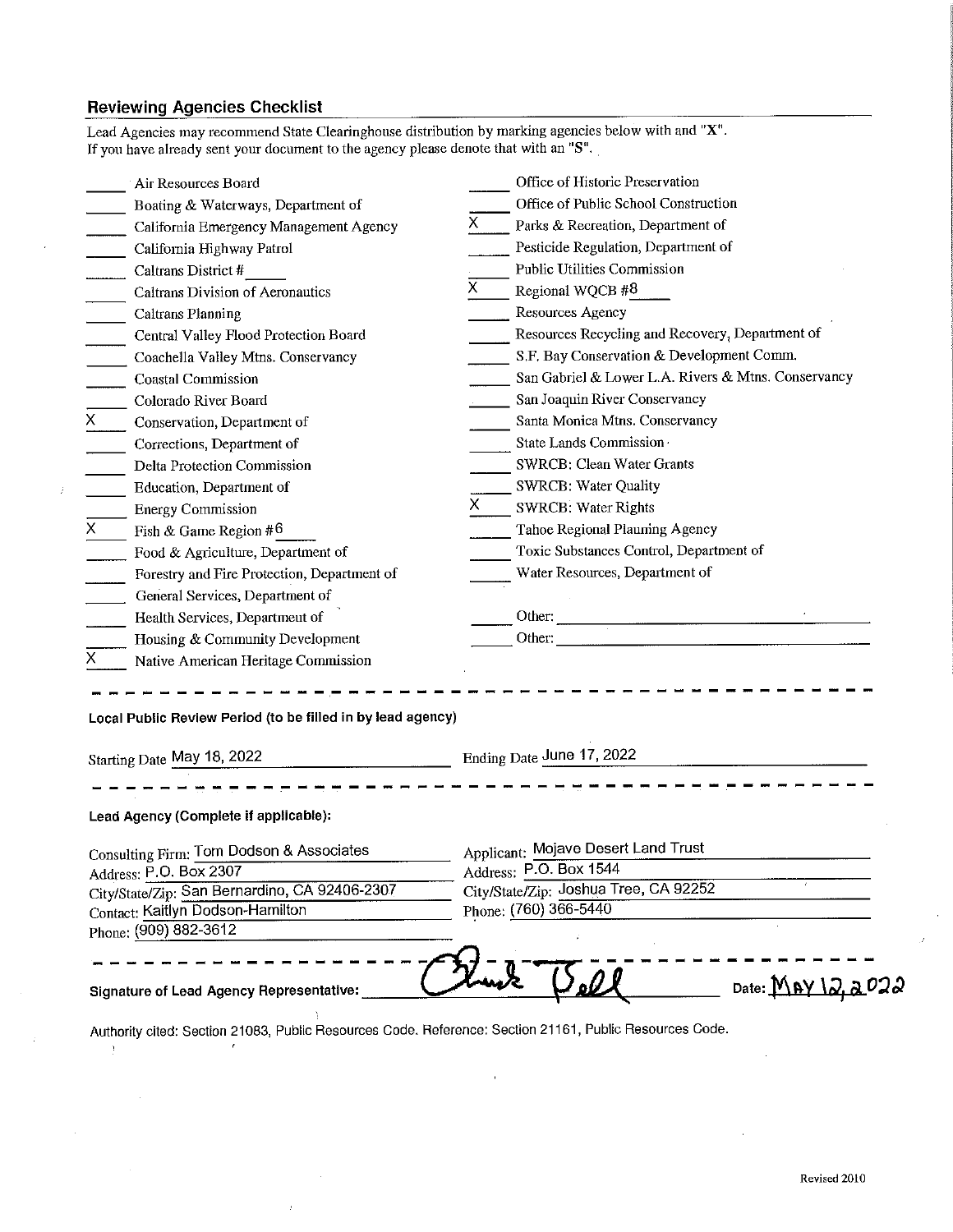## Reviewing Agencies Checklist

Lead Agencies may recommend State Clearinghouse distribution by marking agencies below with and "X".
If you have already sent your document to the agency please denote that with an "S".

| | | | |
|---|---|---|---|
| ____ | Air Resources Board | ____ | Office of Historic Preservation |
| ____ | Boating & Waterways, Department of | ____ | Office of Public School Construction |
| ____ | California Emergency Management Agency | X | Parks & Recreation, Department of |
| ____ | California Highway Patrol | ____ | Pesticide Regulation, Department of |
| ____ | Caltrans District # ____ | ____ | Public Utilities Commission |
| ____ | Caltrans Division of Aeronautics | X | Regional WQCB #8 |
| ____ | Caltrans Planning | ____ | Resources Agency |
| ____ | Central Valley Flood Protection Board | ____ | Resources Recycling and Recovery, Department of |
| ____ | Coachella Valley Mtns. Conservancy | ____ | S.F. Bay Conservation & Development Comm. |
| ____ | Coastal Commission | ____ | San Gabriel & Lower L.A. Rivers & Mtns. Conservancy |
| ____ | Colorado River Board | ____ | San Joaquin River Conservancy |
| X | Conservation, Department of | ____ | Santa Monica Mtns. Conservancy |
| ____ | Corrections, Department of | ____ | State Lands Commission |
| ____ | Delta Protection Commission | ____ | SWRCB: Clean Water Grants |
| ____ | Education, Department of | ____ | SWRCB: Water Quality |
| ____ | Energy Commission | X | SWRCB: Water Rights |
| X | Fish & Game Region #6 | ____ | Tahoe Regional Planning Agency |
| ____ | Food & Agriculture, Department of | ____ | Toxic Substances Control, Department of |
| ____ | Forestry and Fire Protection, Department of | ____ | Water Resources, Department of |
| ____ | General Services, Department of | | |
| ____ | Health Services, Department of | ____ | Other: ____ |
| ____ | Housing & Community Development | ____ | Other: ____ |
| X | Native American Heritage Commission | | |

---

**Local Public Review Period (to be filled in by lead agency)**

Starting Date May 18, 2022 Ending Date June 17, 2022

---

**Lead Agency (Complete if applicable):**

Consulting Firm: Tom Dodson & Associates
Address: P.O. Box 2307
City/State/Zip: San Bernardino, CA 92406-2307
Contact: Kaitlyn Dodson-Hamilton
Phone: (909) 882-3612

Applicant: Mojave Desert Land Trust
Address: P.O. Box 1544
City/State/Zip: Joshua Tree, CA 92252
Phone: (760) 366-5440

---

**Signature of Lead Agency Representative:** Chuck Bell Date: May 12, 2022

Authority cited: Section 21083, Public Resources Code. Reference: Section 21161, Public Resources Code.

Revised 2010